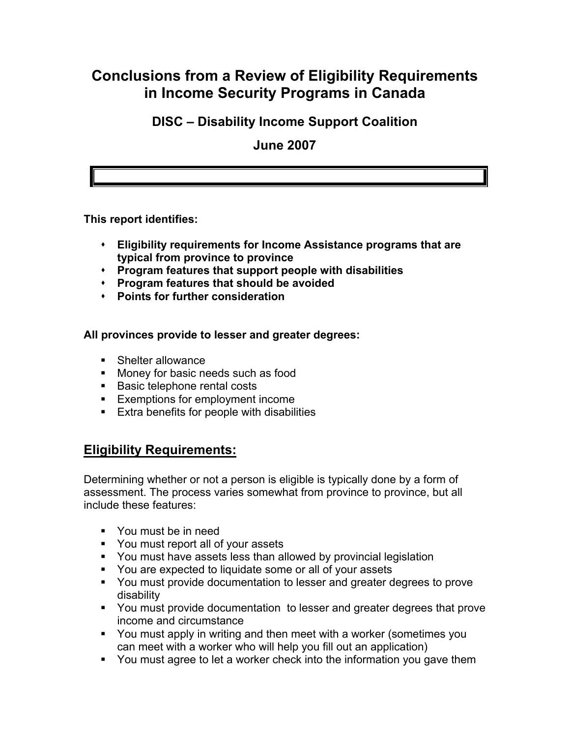# Conclusions from a Review of Eligibility Requirements in Income Security Programs in Canada

## DISC – Disability Income Support Coalition

## June 2007

**This report identifies:**

- **Eligibility requirements for Income Assistance programs that are typical from province to province**
- **Program features that support people with disabilities**
- **Program features that should be avoided**
- **Points for further consideration**

**All provinces provide to lesser and greater degrees:**

- Shelter allowance
- Money for basic needs such as food
- Basic telephone rental costs
- Exemptions for employment income
- Extra benefits for people with disabilities

## Eligibility Requirements:

Determining whether or not a person is eligible is typically done by a form of assessment. The process varies somewhat from province to province, but all include these features:

- You must be in need
- You must report all of your assets
- You must have assets less than allowed by provincial legislation
- You are expected to liquidate some or all of your assets
- You must provide documentation to lesser and greater degrees to prove disability
- You must provide documentation to lesser and greater degrees that prove income and circumstance
- You must apply in writing and then meet with a worker (sometimes you can meet with a worker who will help you fill out an application)
- You must agree to let a worker check into the information you gave them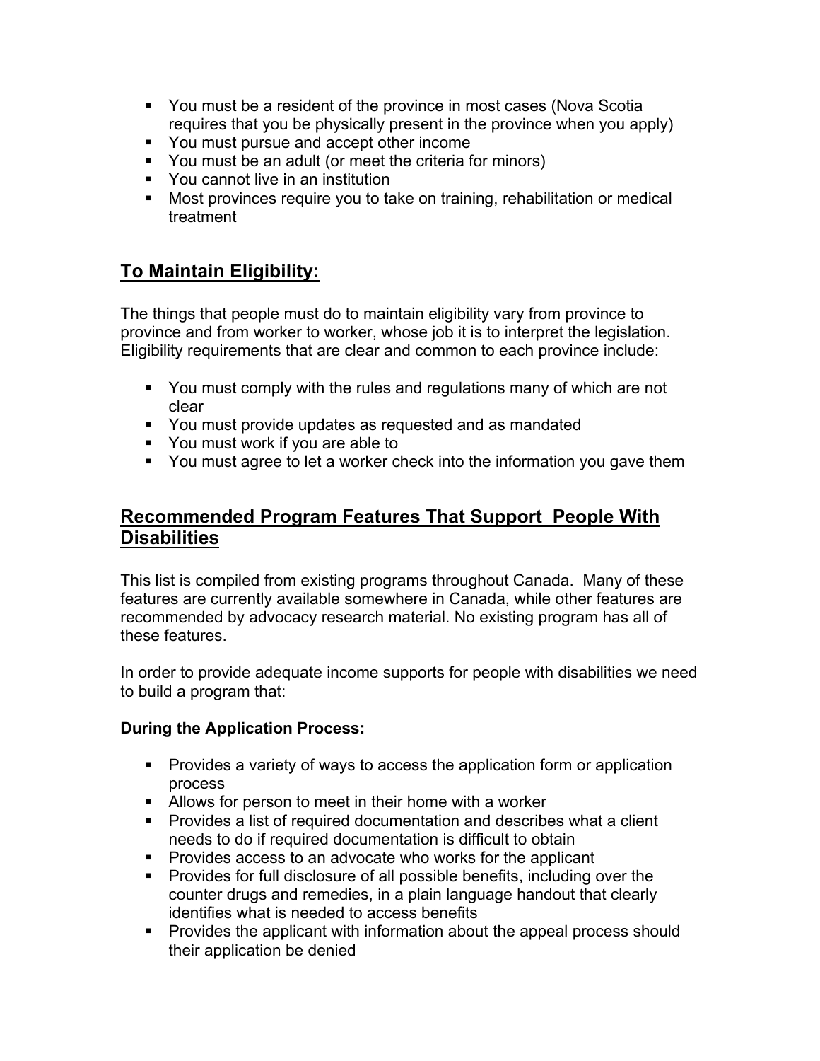- You must be a resident of the province in most cases (Nova Scotia requires that you be physically present in the province when you apply)
- You must pursue and accept other income
- You must be an adult (or meet the criteria for minors)
- You cannot live in an institution
- Most provinces require you to take on training, rehabilitation or medical treatment

## To Maintain Eligibility:

The things that people must do to maintain eligibility vary from province to province and from worker to worker, whose job it is to interpret the legislation. Eligibility requirements that are clear and common to each province include:

- You must comply with the rules and regulations many of which are not clear
- You must provide updates as requested and as mandated
- You must work if you are able to
- You must agree to let a worker check into the information you gave them

## Recommended Program Features That Support People With Disabilities

This list is compiled from existing programs throughout Canada. Many of these features are currently available somewhere in Canada, while other features are recommended by advocacy research material. No existing program has all of these features.

In order to provide adequate income supports for people with disabilities we need to build a program that:

**During the Application Process:**

- Provides a variety of ways to access the application form or application process
- Allows for person to meet in their home with a worker
- Provides a list of required documentation and describes what a client needs to do if required documentation is difficult to obtain
- Provides access to an advocate who works for the applicant
- Provides for full disclosure of all possible benefits, including over the counter drugs and remedies, in a plain language handout that clearly identifies what is needed to access benefits
- Provides the applicant with information about the appeal process should their application be denied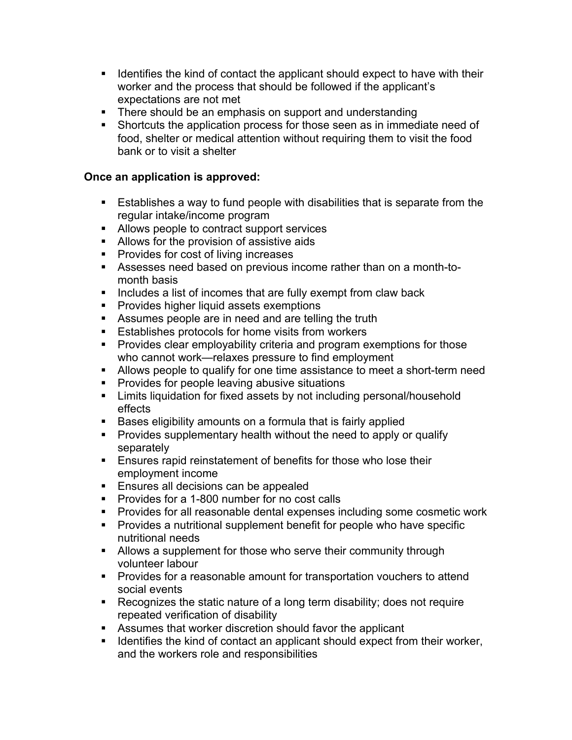- Identifies the kind of contact the applicant should expect to have with their worker and the process that should be followed if the applicant's expectations are not met
- There should be an emphasis on support and understanding
- Shortcuts the application process for those seen as in immediate need of food, shelter or medical attention without requiring them to visit the food bank or to visit a shelter

**Once an application is approved:**

- Establishes a way to fund people with disabilities that is separate from the regular intake/income program
- Allows people to contract support services
- Allows for the provision of assistive aids
- Provides for cost of living increases
- Assesses need based on previous income rather than on a month-to-month basis
- Includes a list of incomes that are fully exempt from claw back
- Provides higher liquid assets exemptions
- Assumes people are in need and are telling the truth
- Establishes protocols for home visits from workers
- Provides clear employability criteria and program exemptions for those who cannot work—relaxes pressure to find employment
- Allows people to qualify for one time assistance to meet a short-term need
- Provides for people leaving abusive situations
- Limits liquidation for fixed assets by not including personal/household effects
- Bases eligibility amounts on a formula that is fairly applied
- Provides supplementary health without the need to apply or qualify separately
- Ensures rapid reinstatement of benefits for those who lose their employment income
- Ensures all decisions can be appealed
- Provides for a 1-800 number for no cost calls
- Provides for all reasonable dental expenses including some cosmetic work
- Provides a nutritional supplement benefit for people who have specific nutritional needs
- Allows a supplement for those who serve their community through volunteer labour
- Provides for a reasonable amount for transportation vouchers to attend social events
- Recognizes the static nature of a long term disability; does not require repeated verification of disability
- Assumes that worker discretion should favor the applicant
- Identifies the kind of contact an applicant should expect from their worker, and the workers role and responsibilities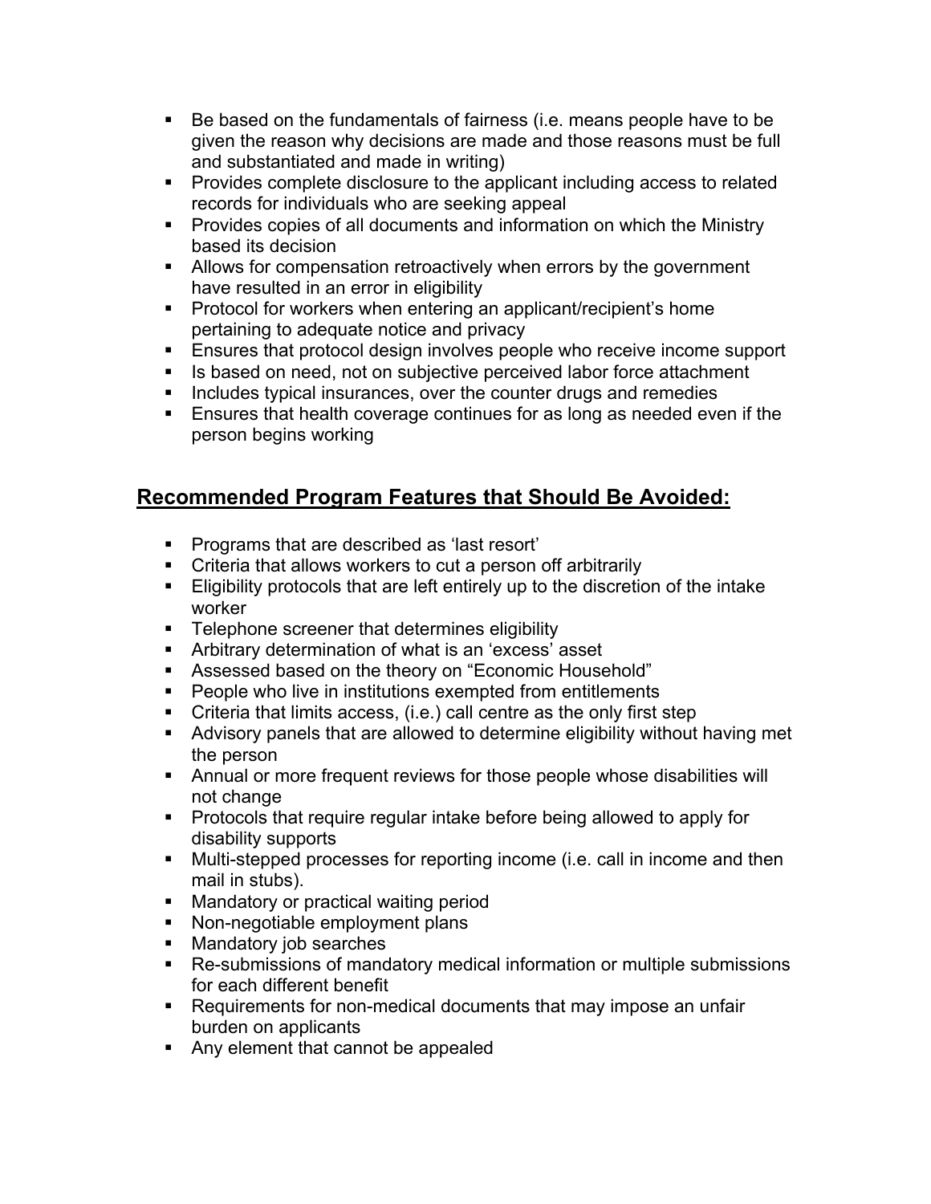- Be based on the fundamentals of fairness (i.e. means people have to be given the reason why decisions are made and those reasons must be full and substantiated and made in writing)
- Provides complete disclosure to the applicant including access to related records for individuals who are seeking appeal
- Provides copies of all documents and information on which the Ministry based its decision
- Allows for compensation retroactively when errors by the government have resulted in an error in eligibility
- Protocol for workers when entering an applicant/recipient's home pertaining to adequate notice and privacy
- Ensures that protocol design involves people who receive income support
- Is based on need, not on subjective perceived labor force attachment
- Includes typical insurances, over the counter drugs and remedies
- Ensures that health coverage continues for as long as needed even if the person begins working

## **Recommended Program Features that Should Be Avoided:**

- Programs that are described as 'last resort'
- Criteria that allows workers to cut a person off arbitrarily
- Eligibility protocols that are left entirely up to the discretion of the intake worker
- Telephone screener that determines eligibility
- Arbitrary determination of what is an 'excess' asset
- Assessed based on the theory on "Economic Household"
- People who live in institutions exempted from entitlements
- Criteria that limits access, (i.e.) call centre as the only first step
- Advisory panels that are allowed to determine eligibility without having met the person
- Annual or more frequent reviews for those people whose disabilities will not change
- Protocols that require regular intake before being allowed to apply for disability supports
- Multi-stepped processes for reporting income (i.e. call in income and then mail in stubs).
- Mandatory or practical waiting period
- Non-negotiable employment plans
- Mandatory job searches
- Re-submissions of mandatory medical information or multiple submissions for each different benefit
- Requirements for non-medical documents that may impose an unfair burden on applicants
- Any element that cannot be appealed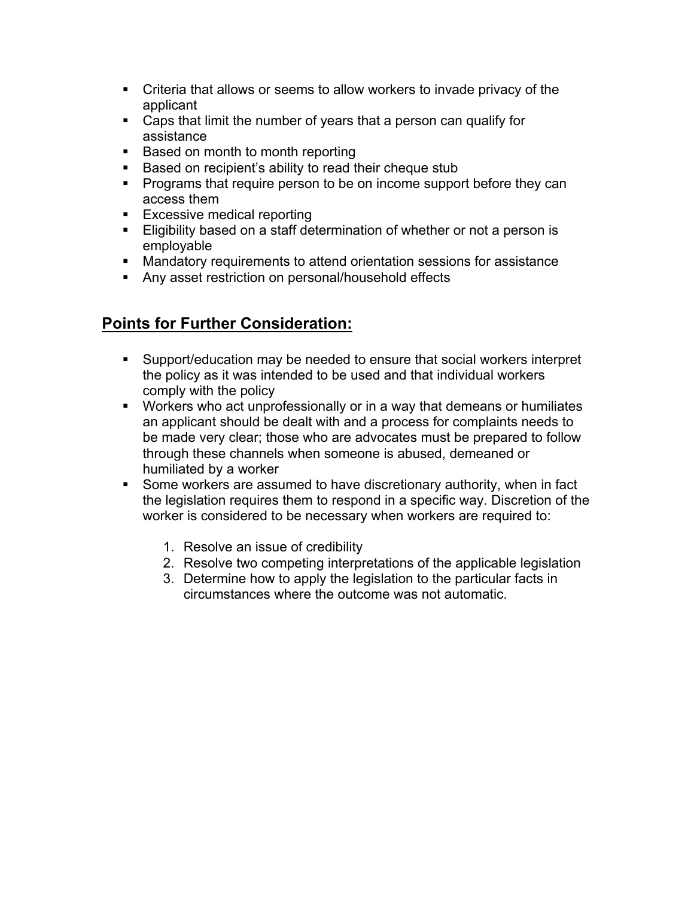- Criteria that allows or seems to allow workers to invade privacy of the applicant
- Caps that limit the number of years that a person can qualify for assistance
- Based on month to month reporting
- Based on recipient's ability to read their cheque stub
- Programs that require person to be on income support before they can access them
- Excessive medical reporting
- Eligibility based on a staff determination of whether or not a person is employable
- Mandatory requirements to attend orientation sessions for assistance
- Any asset restriction on personal/household effects

## Points for Further Consideration:

- Support/education may be needed to ensure that social workers interpret the policy as it was intended to be used and that individual workers comply with the policy
- Workers who act unprofessionally or in a way that demeans or humiliates an applicant should be dealt with and a process for complaints needs to be made very clear; those who are advocates must be prepared to follow through these channels when someone is abused, demeaned or humiliated by a worker
- Some workers are assumed to have discretionary authority, when in fact the legislation requires them to respond in a specific way. Discretion of the worker is considered to be necessary when workers are required to:

    1. Resolve an issue of credibility
    2. Resolve two competing interpretations of the applicable legislation
    3. Determine how to apply the legislation to the particular facts in circumstances where the outcome was not automatic.